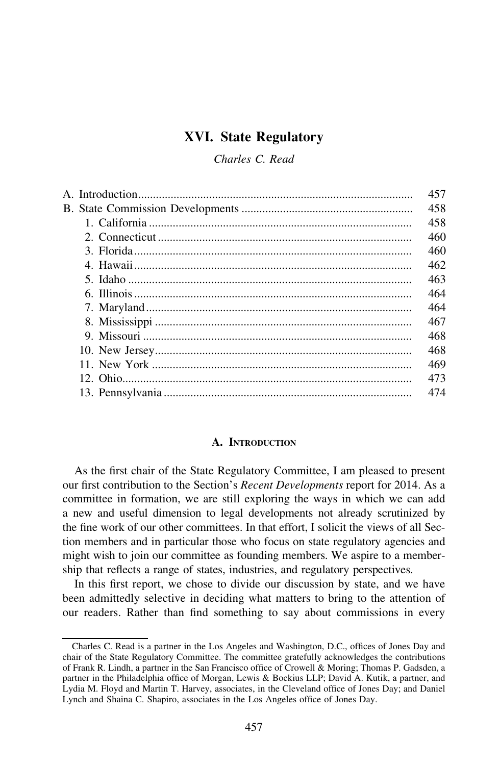# XVI. State Regulatory

*Charles C. Read*

| | |
|---|---|
| A. Introduction | 457 |
| B. State Commission Developments | 458 |
| 1. California | 458 |
| 2. Connecticut | 460 |
| 3. Florida | 460 |
| 4. Hawaii | 462 |
| 5. Idaho | 463 |
| 6. Illinois | 464 |
| 7. Maryland | 464 |
| 8. Mississippi | 467 |
| 9. Missouri | 468 |
| 10. New Jersey | 468 |
| 11. New York | 469 |
| 12. Ohio | 473 |
| 13. Pennsylvania | 474 |

## A. Introduction

As the first chair of the State Regulatory Committee, I am pleased to present our first contribution to the Section's *Recent Developments* report for 2014. As a committee in formation, we are still exploring the ways in which we can add a new and useful dimension to legal developments not already scrutinized by the fine work of our other committees. In that effort, I solicit the views of all Section members and in particular those who focus on state regulatory agencies and might wish to join our committee as founding members. We aspire to a membership that reflects a range of states, industries, and regulatory perspectives.

In this first report, we chose to divide our discussion by state, and we have been admittedly selective in deciding what matters to bring to the attention of our readers. Rather than find something to say about commissions in every

---

Charles C. Read is a partner in the Los Angeles and Washington, D.C., offices of Jones Day and chair of the State Regulatory Committee. The committee gratefully acknowledges the contributions of Frank R. Lindh, a partner in the San Francisco office of Crowell & Moring; Thomas P. Gadsden, a partner in the Philadelphia office of Morgan, Lewis & Bockius LLP; David A. Kutik, a partner, and Lydia M. Floyd and Martin T. Harvey, associates, in the Cleveland office of Jones Day; and Daniel Lynch and Shaina C. Shapiro, associates in the Los Angeles office of Jones Day.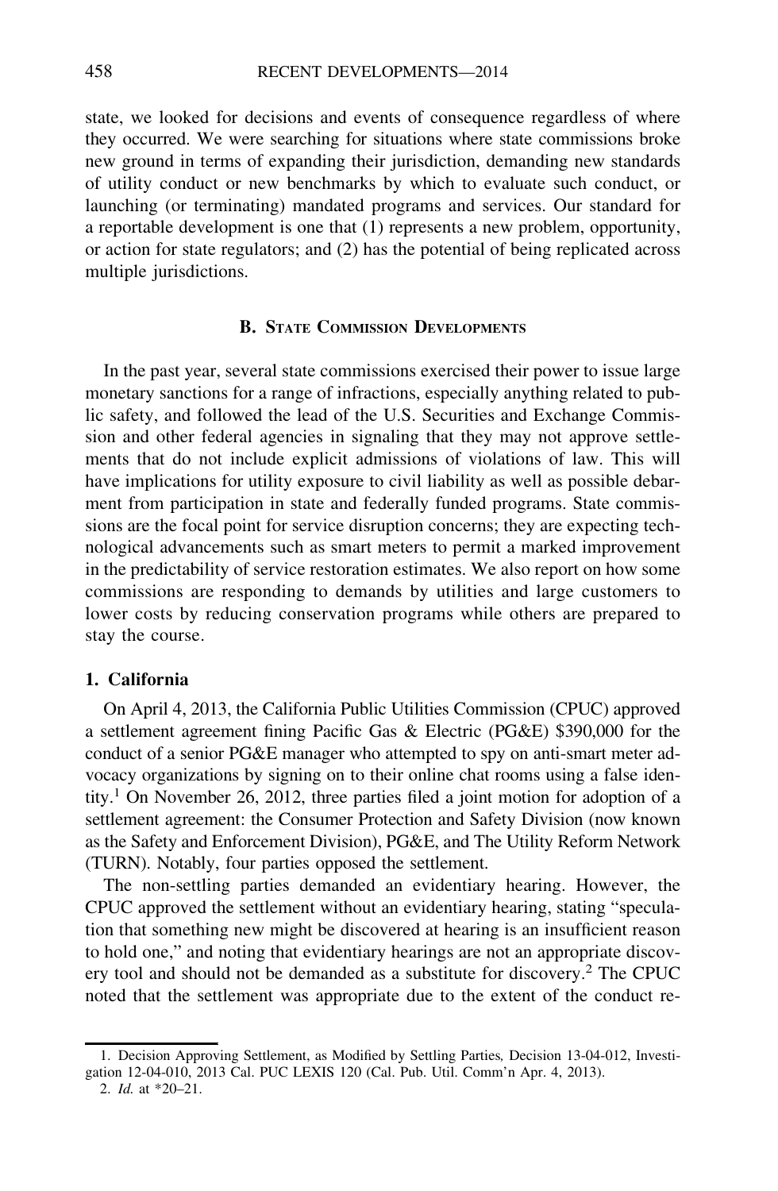state, we looked for decisions and events of consequence regardless of where they occurred. We were searching for situations where state commissions broke new ground in terms of expanding their jurisdiction, demanding new standards of utility conduct or new benchmarks by which to evaluate such conduct, or launching (or terminating) mandated programs and services. Our standard for a reportable development is one that (1) represents a new problem, opportunity, or action for state regulators; and (2) has the potential of being replicated across multiple jurisdictions.

## B. State Commission Developments

In the past year, several state commissions exercised their power to issue large monetary sanctions for a range of infractions, especially anything related to public safety, and followed the lead of the U.S. Securities and Exchange Commission and other federal agencies in signaling that they may not approve settlements that do not include explicit admissions of violations of law. This will have implications for utility exposure to civil liability as well as possible debarment from participation in state and federally funded programs. State commissions are the focal point for service disruption concerns; they are expecting technological advancements such as smart meters to permit a marked improvement in the predictability of service restoration estimates. We also report on how some commissions are responding to demands by utilities and large customers to lower costs by reducing conservation programs while others are prepared to stay the course.

### 1. California

On April 4, 2013, the California Public Utilities Commission (CPUC) approved a settlement agreement fining Pacific Gas & Electric (PG&E) $390,000 for the conduct of a senior PG&E manager who attempted to spy on anti-smart meter advocacy organizations by signing on to their online chat rooms using a false identity.[1] On November 26, 2012, three parties filed a joint motion for adoption of a settlement agreement: the Consumer Protection and Safety Division (now known as the Safety and Enforcement Division), PG&E, and The Utility Reform Network (TURN). Notably, four parties opposed the settlement.

The non-settling parties demanded an evidentiary hearing. However, the CPUC approved the settlement without an evidentiary hearing, stating "speculation that something new might be discovered at hearing is an insufficient reason to hold one," and noting that evidentiary hearings are not an appropriate discovery tool and should not be demanded as a substitute for discovery.[2] The CPUC noted that the settlement was appropriate due to the extent of the conduct re-

---

1. Decision Approving Settlement, as Modified by Settling Parties, Decision 13-04-012, Investigation 12-04-010, 2013 Cal. PUC LEXIS 120 (Cal. Pub. Util. Comm'n Apr. 4, 2013).
2. *Id.* at *20–21.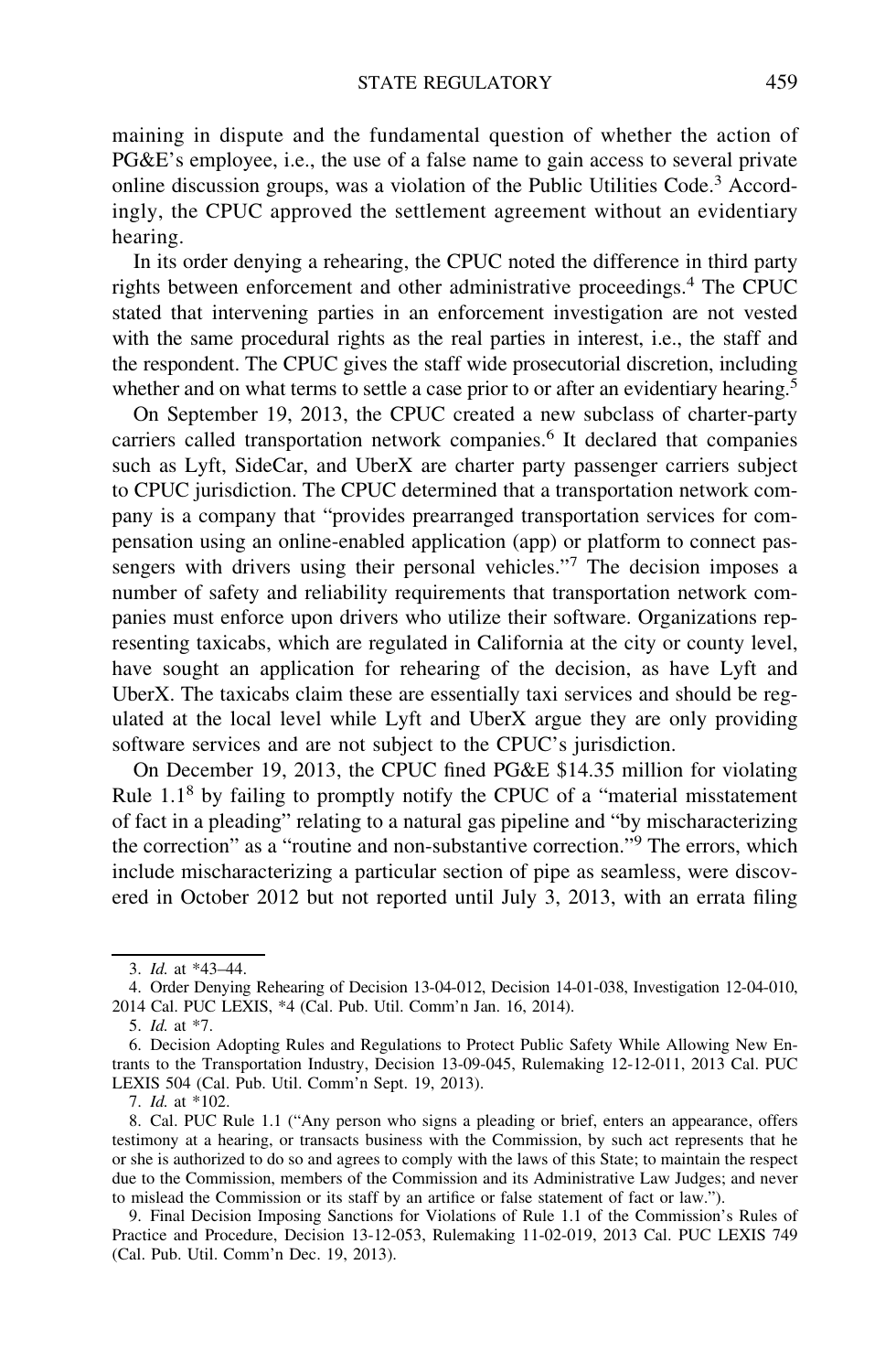maining in dispute and the fundamental question of whether the action of PG&E's employee, i.e., the use of a false name to gain access to several private online discussion groups, was a violation of the Public Utilities Code.[3] Accordingly, the CPUC approved the settlement agreement without an evidentiary hearing.

In its order denying a rehearing, the CPUC noted the difference in third party rights between enforcement and other administrative proceedings.[4] The CPUC stated that intervening parties in an enforcement investigation are not vested with the same procedural rights as the real parties in interest, i.e., the staff and the respondent. The CPUC gives the staff wide prosecutorial discretion, including whether and on what terms to settle a case prior to or after an evidentiary hearing.[5]

On September 19, 2013, the CPUC created a new subclass of charter-party carriers called transportation network companies.[6] It declared that companies such as Lyft, SideCar, and UberX are charter party passenger carriers subject to CPUC jurisdiction. The CPUC determined that a transportation network company is a company that "provides prearranged transportation services for compensation using an online-enabled application (app) or platform to connect passengers with drivers using their personal vehicles."[7] The decision imposes a number of safety and reliability requirements that transportation network companies must enforce upon drivers who utilize their software. Organizations representing taxicabs, which are regulated in California at the city or county level, have sought an application for rehearing of the decision, as have Lyft and UberX. The taxicabs claim these are essentially taxi services and should be regulated at the local level while Lyft and UberX argue they are only providing software services and are not subject to the CPUC's jurisdiction.

On December 19, 2013, the CPUC fined PG&E $14.35 million for violating Rule 1.1[8] by failing to promptly notify the CPUC of a "material misstatement of fact in a pleading" relating to a natural gas pipeline and "by mischaracterizing the correction" as a "routine and non-substantive correction."[9] The errors, which include mischaracterizing a particular section of pipe as seamless, were discovered in October 2012 but not reported until July 3, 2013, with an errata filing

---

3. *Id.* at *43–44.

4. Order Denying Rehearing of Decision 13-04-012, Decision 14-01-038, Investigation 12-04-010, 2014 Cal. PUC LEXIS, *4 (Cal. Pub. Util. Comm'n Jan. 16, 2014).

5. *Id.* at *7.

6. Decision Adopting Rules and Regulations to Protect Public Safety While Allowing New Entrants to the Transportation Industry, Decision 13-09-045, Rulemaking 12-12-011, 2013 Cal. PUC LEXIS 504 (Cal. Pub. Util. Comm'n Sept. 19, 2013).

7. *Id.* at *102.

8. Cal. PUC Rule 1.1 ("Any person who signs a pleading or brief, enters an appearance, offers testimony at a hearing, or transacts business with the Commission, by such act represents that he or she is authorized to do so and agrees to comply with the laws of this State; to maintain the respect due to the Commission, members of the Commission and its Administrative Law Judges; and never to mislead the Commission or its staff by an artifice or false statement of fact or law.").

9. Final Decision Imposing Sanctions for Violations of Rule 1.1 of the Commission's Rules of Practice and Procedure, Decision 13-12-053, Rulemaking 11-02-019, 2013 Cal. PUC LEXIS 749 (Cal. Pub. Util. Comm'n Dec. 19, 2013).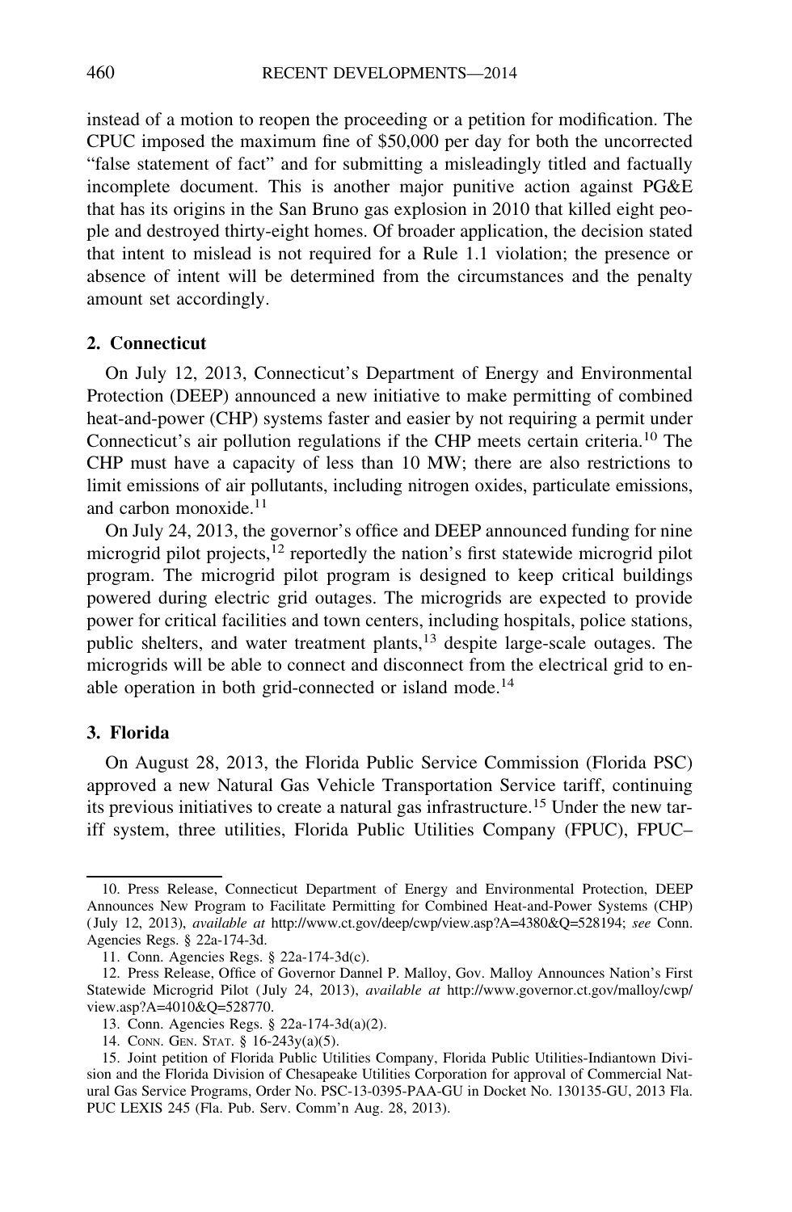instead of a motion to reopen the proceeding or a petition for modification. The CPUC imposed the maximum fine of $50,000 per day for both the uncorrected "false statement of fact" and for submitting a misleadingly titled and factually incomplete document. This is another major punitive action against PG&E that has its origins in the San Bruno gas explosion in 2010 that killed eight people and destroyed thirty-eight homes. Of broader application, the decision stated that intent to mislead is not required for a Rule 1.1 violation; the presence or absence of intent will be determined from the circumstances and the penalty amount set accordingly.

### 2. Connecticut

On July 12, 2013, Connecticut's Department of Energy and Environmental Protection (DEEP) announced a new initiative to make permitting of combined heat-and-power (CHP) systems faster and easier by not requiring a permit under Connecticut's air pollution regulations if the CHP meets certain criteria.[10] The CHP must have a capacity of less than 10 MW; there are also restrictions to limit emissions of air pollutants, including nitrogen oxides, particulate emissions, and carbon monoxide.[11]

On July 24, 2013, the governor's office and DEEP announced funding for nine microgrid pilot projects,[12] reportedly the nation's first statewide microgrid pilot program. The microgrid pilot program is designed to keep critical buildings powered during electric grid outages. The microgrids are expected to provide power for critical facilities and town centers, including hospitals, police stations, public shelters, and water treatment plants,[13] despite large-scale outages. The microgrids will be able to connect and disconnect from the electrical grid to enable operation in both grid-connected or island mode.[14]

### 3. Florida

On August 28, 2013, the Florida Public Service Commission (Florida PSC) approved a new Natural Gas Vehicle Transportation Service tariff, continuing its previous initiatives to create a natural gas infrastructure.[15] Under the new tariff system, three utilities, Florida Public Utilities Company (FPUC), FPUC–

---

10. Press Release, Connecticut Department of Energy and Environmental Protection, DEEP Announces New Program to Facilitate Permitting for Combined Heat-and-Power Systems (CHP) (July 12, 2013), *available at* http://www.ct.gov/deep/cwp/view.asp?A=4380&Q=528194; *see* Conn. Agencies Regs. § 22a-174-3d.

11. Conn. Agencies Regs. § 22a-174-3d(c).

12. Press Release, Office of Governor Dannel P. Malloy, Gov. Malloy Announces Nation's First Statewide Microgrid Pilot (July 24, 2013), *available at* http://www.governor.ct.gov/malloy/cwp/view.asp?A=4010&Q=528770.

13. Conn. Agencies Regs. § 22a-174-3d(a)(2).

14. CONN. GEN. STAT. § 16-243y(a)(5).

15. Joint petition of Florida Public Utilities Company, Florida Public Utilities-Indiantown Division and the Florida Division of Chesapeake Utilities Corporation for approval of Commercial Natural Gas Service Programs, Order No. PSC-13-0395-PAA-GU in Docket No. 130135-GU, 2013 Fla. PUC LEXIS 245 (Fla. Pub. Serv. Comm'n Aug. 28, 2013).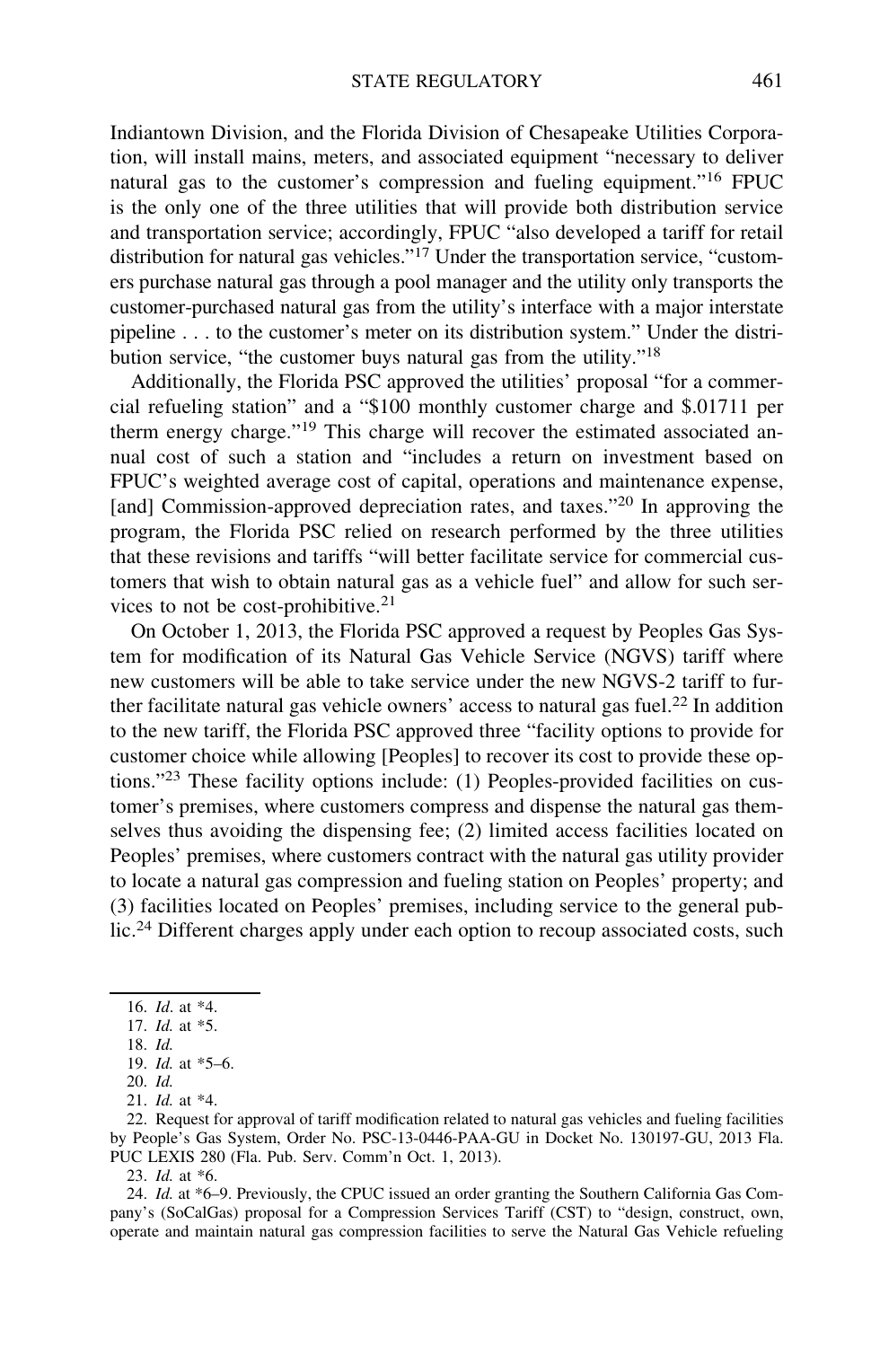Indiantown Division, and the Florida Division of Chesapeake Utilities Corporation, will install mains, meters, and associated equipment "necessary to deliver natural gas to the customer's compression and fueling equipment."[16] FPUC is the only one of the three utilities that will provide both distribution service and transportation service; accordingly, FPUC "also developed a tariff for retail distribution for natural gas vehicles."[17] Under the transportation service, "customers purchase natural gas through a pool manager and the utility only transports the customer-purchased natural gas from the utility's interface with a major interstate pipeline . . . to the customer's meter on its distribution system." Under the distribution service, "the customer buys natural gas from the utility."[18]

Additionally, the Florida PSC approved the utilities' proposal "for a commercial refueling station" and a "$100 monthly customer charge and $.01711 per therm energy charge."[19] This charge will recover the estimated associated annual cost of such a station and "includes a return on investment based on FPUC's weighted average cost of capital, operations and maintenance expense, [and] Commission-approved depreciation rates, and taxes."[20] In approving the program, the Florida PSC relied on research performed by the three utilities that these revisions and tariffs "will better facilitate service for commercial customers that wish to obtain natural gas as a vehicle fuel" and allow for such services to not be cost-prohibitive.[21]

On October 1, 2013, the Florida PSC approved a request by Peoples Gas System for modification of its Natural Gas Vehicle Service (NGVS) tariff where new customers will be able to take service under the new NGVS-2 tariff to further facilitate natural gas vehicle owners' access to natural gas fuel.[22] In addition to the new tariff, the Florida PSC approved three "facility options to provide for customer choice while allowing [Peoples] to recover its cost to provide these options."[23] These facility options include: (1) Peoples-provided facilities on customer's premises, where customers compress and dispense the natural gas themselves thus avoiding the dispensing fee; (2) limited access facilities located on Peoples' premises, where customers contract with the natural gas utility provider to locate a natural gas compression and fueling station on Peoples' property; and (3) facilities located on Peoples' premises, including service to the general public.[24] Different charges apply under each option to recoup associated costs, such

---

16. *Id*. at *4.

17. *Id.* at *5.

18. *Id.*

19. *Id.* at *5–6.

20. *Id.*

21. *Id.* at *4.

22. Request for approval of tariff modification related to natural gas vehicles and fueling facilities by People's Gas System, Order No. PSC-13-0446-PAA-GU in Docket No. 130197-GU, 2013 Fla. PUC LEXIS 280 (Fla. Pub. Serv. Comm'n Oct. 1, 2013).

23. *Id.* at *6.

24. *Id.* at *6–9. Previously, the CPUC issued an order granting the Southern California Gas Company's (SoCalGas) proposal for a Compression Services Tariff (CST) to "design, construct, own, operate and maintain natural gas compression facilities to serve the Natural Gas Vehicle refueling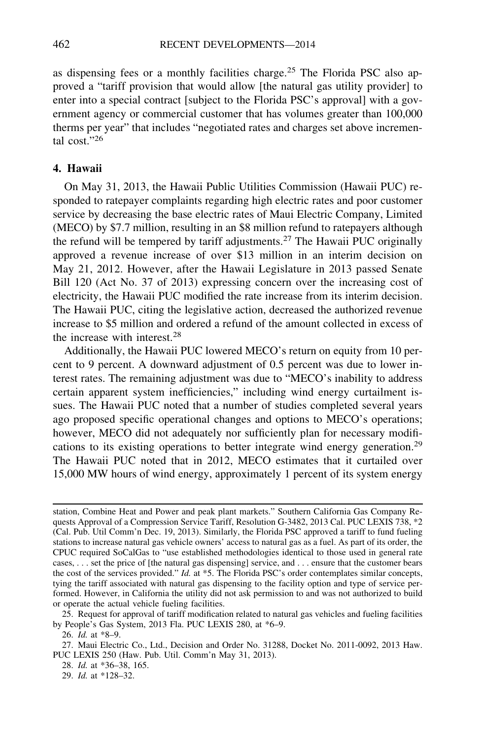as dispensing fees or a monthly facilities charge.[25] The Florida PSC also approved a "tariff provision that would allow [the natural gas utility provider] to enter into a special contract [subject to the Florida PSC's approval] with a government agency or commercial customer that has volumes greater than 100,000 therms per year" that includes "negotiated rates and charges set above incremental cost."[26]

### 4. Hawaii

On May 31, 2013, the Hawaii Public Utilities Commission (Hawaii PUC) responded to ratepayer complaints regarding high electric rates and poor customer service by decreasing the base electric rates of Maui Electric Company, Limited (MECO) by $7.7 million, resulting in an $8 million refund to ratepayers although the refund will be tempered by tariff adjustments.[27] The Hawaii PUC originally approved a revenue increase of over $13 million in an interim decision on May 21, 2012. However, after the Hawaii Legislature in 2013 passed Senate Bill 120 (Act No. 37 of 2013) expressing concern over the increasing cost of electricity, the Hawaii PUC modified the rate increase from its interim decision. The Hawaii PUC, citing the legislative action, decreased the authorized revenue increase to $5 million and ordered a refund of the amount collected in excess of the increase with interest.[28]

Additionally, the Hawaii PUC lowered MECO's return on equity from 10 percent to 9 percent. A downward adjustment of 0.5 percent was due to lower interest rates. The remaining adjustment was due to "MECO's inability to address certain apparent system inefficiencies," including wind energy curtailment issues. The Hawaii PUC noted that a number of studies completed several years ago proposed specific operational changes and options to MECO's operations; however, MECO did not adequately nor sufficiently plan for necessary modifications to its existing operations to better integrate wind energy generation.[29] The Hawaii PUC noted that in 2012, MECO estimates that it curtailed over 15,000 MW hours of wind energy, approximately 1 percent of its system energy

---

station, Combine Heat and Power and peak plant markets." Southern California Gas Company Requests Approval of a Compression Service Tariff, Resolution G-3482, 2013 Cal. PUC LEXIS 738, *2 (Cal. Pub. Util Comm'n Dec. 19, 2013). Similarly, the Florida PSC approved a tariff to fund fueling stations to increase natural gas vehicle owners' access to natural gas as a fuel. As part of its order, the CPUC required SoCalGas to "use established methodologies identical to those used in general rate cases, . . . set the price of [the natural gas dispensing] service, and . . . ensure that the customer bears the cost of the services provided." *Id.* at *5. The Florida PSC's order contemplates similar concepts, tying the tariff associated with natural gas dispensing to the facility option and type of service performed. However, in California the utility did not ask permission to and was not authorized to build or operate the actual vehicle fueling facilities.

25. Request for approval of tariff modification related to natural gas vehicles and fueling facilities by People's Gas System, 2013 Fla. PUC LEXIS 280, at *6–9.

26. *Id.* at *8–9.

27. Maui Electric Co., Ltd., Decision and Order No. 31288, Docket No. 2011-0092, 2013 Haw. PUC LEXIS 250 (Haw. Pub. Util. Comm'n May 31, 2013).

28. *Id.* at *36–38, 165.

29. *Id.* at *128–32.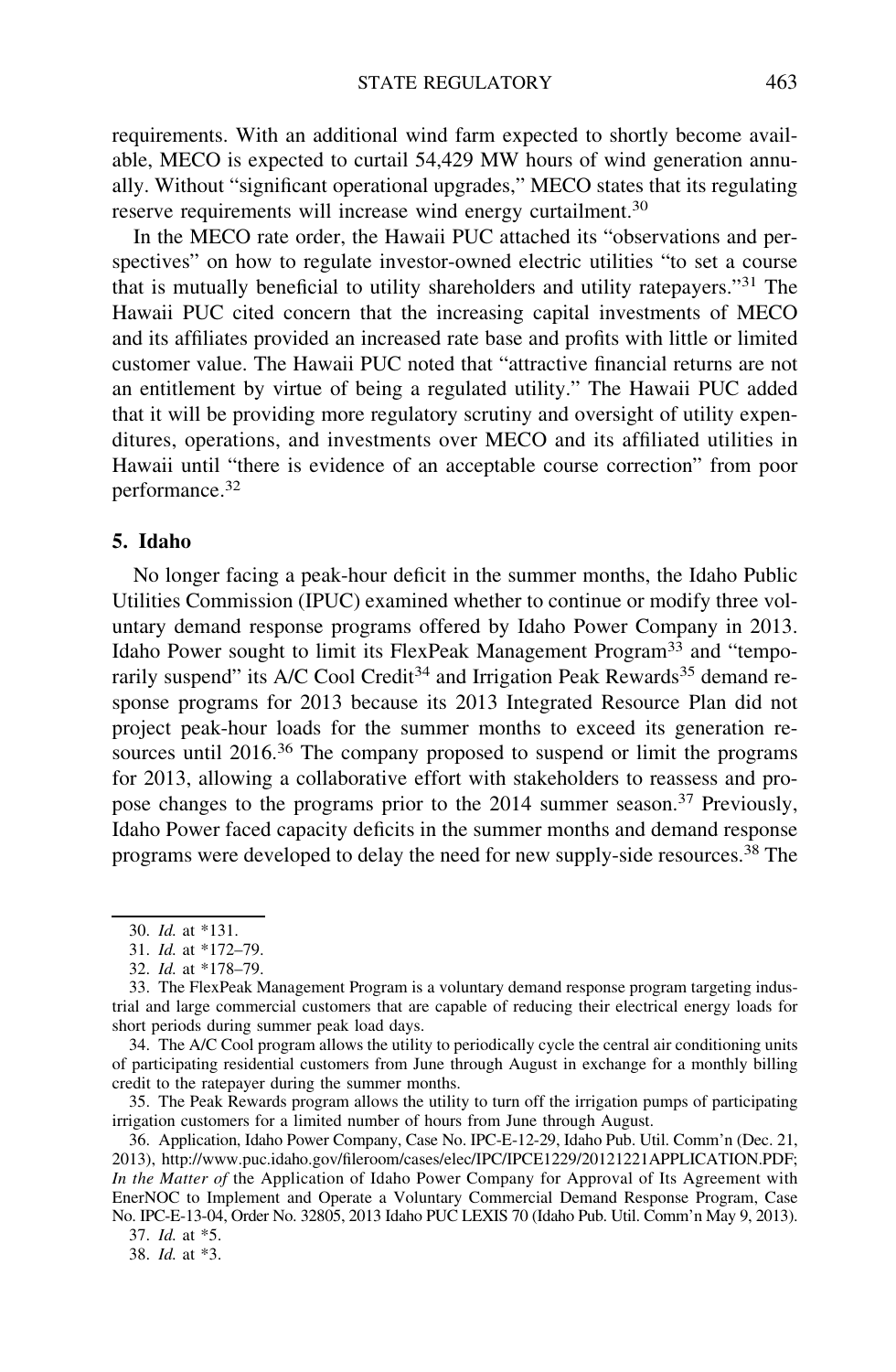requirements. With an additional wind farm expected to shortly become available, MECO is expected to curtail 54,429 MW hours of wind generation annually. Without "significant operational upgrades," MECO states that its regulating reserve requirements will increase wind energy curtailment.[30]

In the MECO rate order, the Hawaii PUC attached its "observations and perspectives" on how to regulate investor-owned electric utilities "to set a course that is mutually beneficial to utility shareholders and utility ratepayers."[31] The Hawaii PUC cited concern that the increasing capital investments of MECO and its affiliates provided an increased rate base and profits with little or limited customer value. The Hawaii PUC noted that "attractive financial returns are not an entitlement by virtue of being a regulated utility." The Hawaii PUC added that it will be providing more regulatory scrutiny and oversight of utility expenditures, operations, and investments over MECO and its affiliated utilities in Hawaii until "there is evidence of an acceptable course correction" from poor performance.[32]

### 5. Idaho

No longer facing a peak-hour deficit in the summer months, the Idaho Public Utilities Commission (IPUC) examined whether to continue or modify three voluntary demand response programs offered by Idaho Power Company in 2013. Idaho Power sought to limit its FlexPeak Management Program[33] and "temporarily suspend" its A/C Cool Credit[34] and Irrigation Peak Rewards[35] demand response programs for 2013 because its 2013 Integrated Resource Plan did not project peak-hour loads for the summer months to exceed its generation resources until 2016.[36] The company proposed to suspend or limit the programs for 2013, allowing a collaborative effort with stakeholders to reassess and propose changes to the programs prior to the 2014 summer season.[37] Previously, Idaho Power faced capacity deficits in the summer months and demand response programs were developed to delay the need for new supply-side resources.[38] The

---

30. *Id.* at *131.

31. *Id.* at *172–79.

32. *Id.* at *178–79.

33. The FlexPeak Management Program is a voluntary demand response program targeting industrial and large commercial customers that are capable of reducing their electrical energy loads for short periods during summer peak load days.

34. The A/C Cool program allows the utility to periodically cycle the central air conditioning units of participating residential customers from June through August in exchange for a monthly billing credit to the ratepayer during the summer months.

35. The Peak Rewards program allows the utility to turn off the irrigation pumps of participating irrigation customers for a limited number of hours from June through August.

36. Application, Idaho Power Company, Case No. IPC-E-12-29, Idaho Pub. Util. Comm'n (Dec. 21, 2013), http://www.puc.idaho.gov/fileroom/cases/elec/IPC/IPCE1229/20121221APPLICATION.PDF; *In the Matter of* the Application of Idaho Power Company for Approval of Its Agreement with EnerNOC to Implement and Operate a Voluntary Commercial Demand Response Program, Case No. IPC-E-13-04, Order No. 32805, 2013 Idaho PUC LEXIS 70 (Idaho Pub. Util. Comm'n May 9, 2013).

37. *Id.* at *5.

38. *Id.* at *3.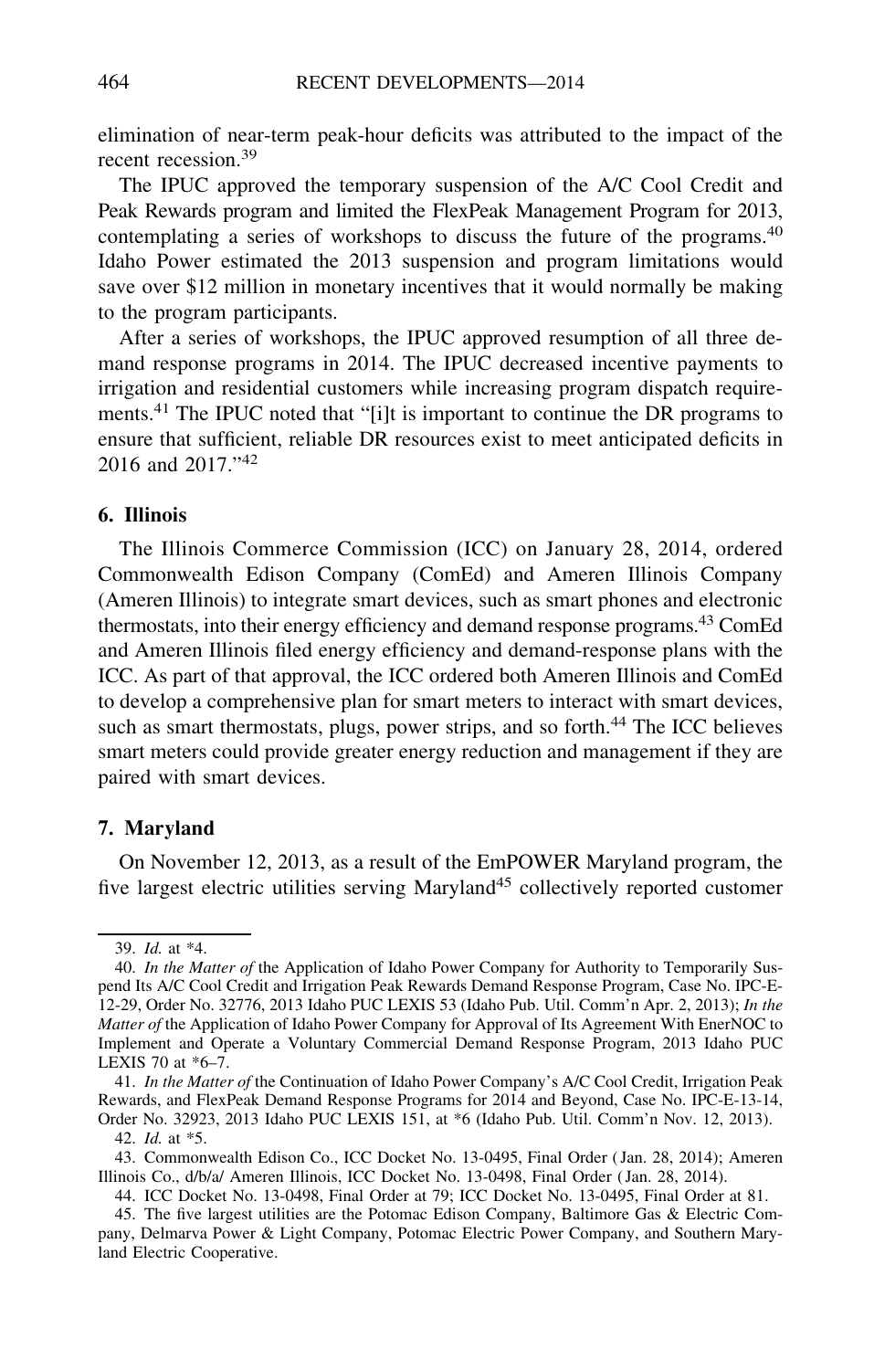elimination of near-term peak-hour deficits was attributed to the impact of the recent recession.[39]

The IPUC approved the temporary suspension of the A/C Cool Credit and Peak Rewards program and limited the FlexPeak Management Program for 2013, contemplating a series of workshops to discuss the future of the programs.[40] Idaho Power estimated the 2013 suspension and program limitations would save over $12 million in monetary incentives that it would normally be making to the program participants.

After a series of workshops, the IPUC approved resumption of all three demand response programs in 2014. The IPUC decreased incentive payments to irrigation and residential customers while increasing program dispatch requirements.[41] The IPUC noted that "[i]t is important to continue the DR programs to ensure that sufficient, reliable DR resources exist to meet anticipated deficits in 2016 and 2017."[42]

### 6. Illinois

The Illinois Commerce Commission (ICC) on January 28, 2014, ordered Commonwealth Edison Company (ComEd) and Ameren Illinois Company (Ameren Illinois) to integrate smart devices, such as smart phones and electronic thermostats, into their energy efficiency and demand response programs.[43] ComEd and Ameren Illinois filed energy efficiency and demand-response plans with the ICC. As part of that approval, the ICC ordered both Ameren Illinois and ComEd to develop a comprehensive plan for smart meters to interact with smart devices, such as smart thermostats, plugs, power strips, and so forth.[44] The ICC believes smart meters could provide greater energy reduction and management if they are paired with smart devices.

### 7. Maryland

On November 12, 2013, as a result of the EmPOWER Maryland program, the five largest electric utilities serving Maryland[45] collectively reported customer

---

39. *Id.* at \*4.

40. *In the Matter of* the Application of Idaho Power Company for Authority to Temporarily Suspend Its A/C Cool Credit and Irrigation Peak Rewards Demand Response Program, Case No. IPC-E-12-29, Order No. 32776, 2013 Idaho PUC LEXIS 53 (Idaho Pub. Util. Comm'n Apr. 2, 2013); *In the Matter of* the Application of Idaho Power Company for Approval of Its Agreement With EnerNOC to Implement and Operate a Voluntary Commercial Demand Response Program, 2013 Idaho PUC LEXIS 70 at \*6–7.

41. *In the Matter of* the Continuation of Idaho Power Company's A/C Cool Credit, Irrigation Peak Rewards, and FlexPeak Demand Response Programs for 2014 and Beyond, Case No. IPC-E-13-14, Order No. 32923, 2013 Idaho PUC LEXIS 151, at \*6 (Idaho Pub. Util. Comm'n Nov. 12, 2013).

42. *Id.* at \*5.

43. Commonwealth Edison Co., ICC Docket No. 13-0495, Final Order (Jan. 28, 2014); Ameren Illinois Co., d/b/a/ Ameren Illinois, ICC Docket No. 13-0498, Final Order (Jan. 28, 2014).

44. ICC Docket No. 13-0498, Final Order at 79; ICC Docket No. 13-0495, Final Order at 81.

45. The five largest utilities are the Potomac Edison Company, Baltimore Gas & Electric Company, Delmarva Power & Light Company, Potomac Electric Power Company, and Southern Maryland Electric Cooperative.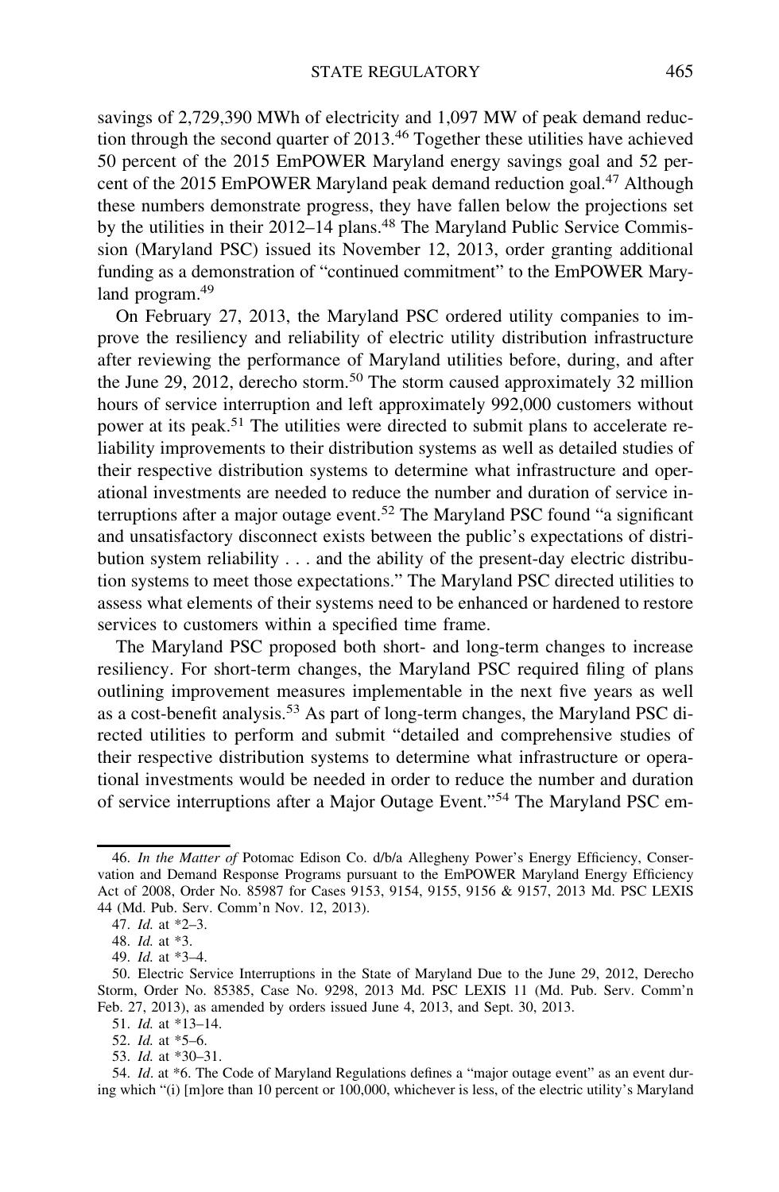savings of 2,729,390 MWh of electricity and 1,097 MW of peak demand reduction through the second quarter of 2013.[46] Together these utilities have achieved 50 percent of the 2015 EmPOWER Maryland energy savings goal and 52 percent of the 2015 EmPOWER Maryland peak demand reduction goal.[47] Although these numbers demonstrate progress, they have fallen below the projections set by the utilities in their 2012–14 plans.[48] The Maryland Public Service Commission (Maryland PSC) issued its November 12, 2013, order granting additional funding as a demonstration of "continued commitment" to the EmPOWER Maryland program.[49]

On February 27, 2013, the Maryland PSC ordered utility companies to improve the resiliency and reliability of electric utility distribution infrastructure after reviewing the performance of Maryland utilities before, during, and after the June 29, 2012, derecho storm.[50] The storm caused approximately 32 million hours of service interruption and left approximately 992,000 customers without power at its peak.[51] The utilities were directed to submit plans to accelerate reliability improvements to their distribution systems as well as detailed studies of their respective distribution systems to determine what infrastructure and operational investments are needed to reduce the number and duration of service interruptions after a major outage event.[52] The Maryland PSC found "a significant and unsatisfactory disconnect exists between the public's expectations of distribution system reliability . . . and the ability of the present-day electric distribution systems to meet those expectations." The Maryland PSC directed utilities to assess what elements of their systems need to be enhanced or hardened to restore services to customers within a specified time frame.

The Maryland PSC proposed both short- and long-term changes to increase resiliency. For short-term changes, the Maryland PSC required filing of plans outlining improvement measures implementable in the next five years as well as a cost-benefit analysis.[53] As part of long-term changes, the Maryland PSC directed utilities to perform and submit "detailed and comprehensive studies of their respective distribution systems to determine what infrastructure or operational investments would be needed in order to reduce the number and duration of service interruptions after a Major Outage Event."[54] The Maryland PSC em-

---

46. *In the Matter of* Potomac Edison Co. d/b/a Allegheny Power's Energy Efficiency, Conservation and Demand Response Programs pursuant to the EmPOWER Maryland Energy Efficiency Act of 2008, Order No. 85987 for Cases 9153, 9154, 9155, 9156 & 9157, 2013 Md. PSC LEXIS 44 (Md. Pub. Serv. Comm'n Nov. 12, 2013).

47. *Id.* at *2–3.

48. *Id.* at *3.

49. *Id.* at *3–4.

50. Electric Service Interruptions in the State of Maryland Due to the June 29, 2012, Derecho Storm, Order No. 85385, Case No. 9298, 2013 Md. PSC LEXIS 11 (Md. Pub. Serv. Comm'n Feb. 27, 2013), as amended by orders issued June 4, 2013, and Sept. 30, 2013.

51. *Id.* at *13–14.

52. *Id.* at *5–6.

53. *Id.* at *30–31.

54. *Id*. at *6. The Code of Maryland Regulations defines a "major outage event" as an event during which "(i) [m]ore than 10 percent or 100,000, whichever is less, of the electric utility's Maryland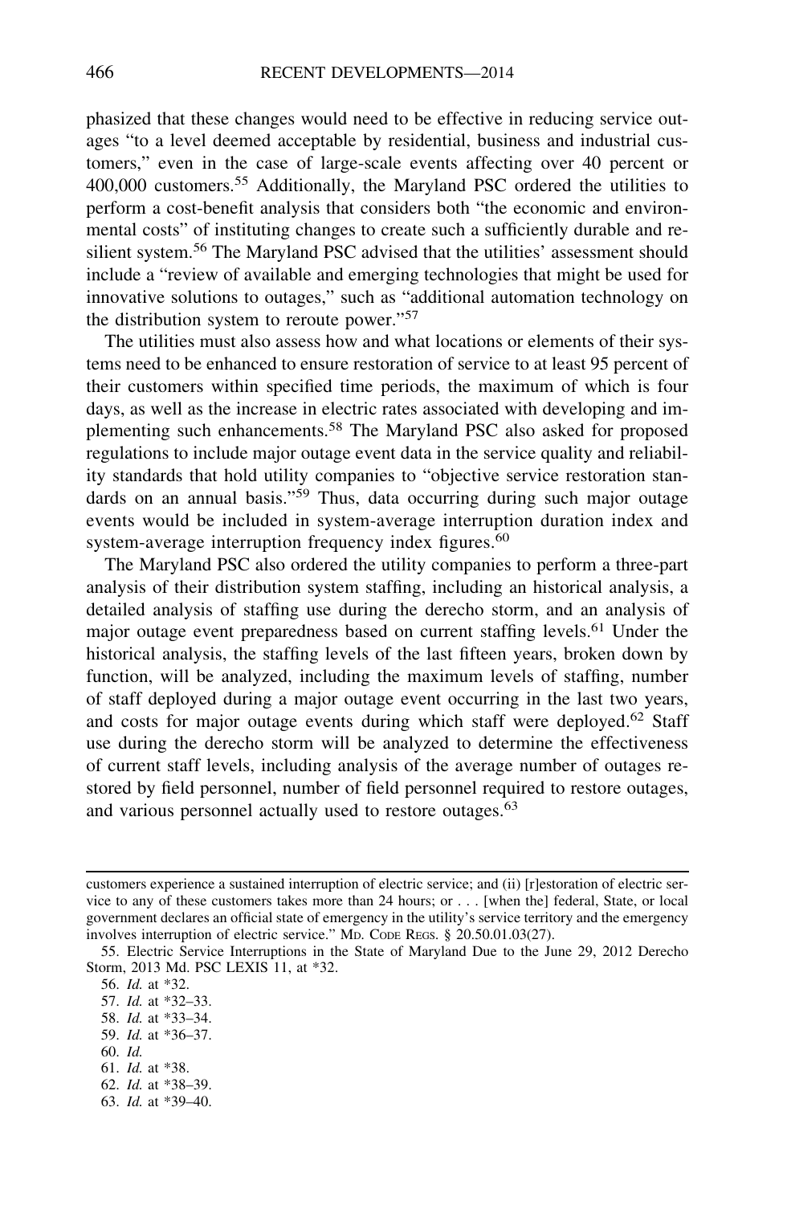phasized that these changes would need to be effective in reducing service outages "to a level deemed acceptable by residential, business and industrial customers," even in the case of large-scale events affecting over 40 percent or 400,000 customers.[55] Additionally, the Maryland PSC ordered the utilities to perform a cost-benefit analysis that considers both "the economic and environmental costs" of instituting changes to create such a sufficiently durable and resilient system.[56] The Maryland PSC advised that the utilities' assessment should include a "review of available and emerging technologies that might be used for innovative solutions to outages," such as "additional automation technology on the distribution system to reroute power."[57]

The utilities must also assess how and what locations or elements of their systems need to be enhanced to ensure restoration of service to at least 95 percent of their customers within specified time periods, the maximum of which is four days, as well as the increase in electric rates associated with developing and implementing such enhancements.[58] The Maryland PSC also asked for proposed regulations to include major outage event data in the service quality and reliability standards that hold utility companies to "objective service restoration standards on an annual basis."[59] Thus, data occurring during such major outage events would be included in system-average interruption duration index and system-average interruption frequency index figures.[60]

The Maryland PSC also ordered the utility companies to perform a three-part analysis of their distribution system staffing, including an historical analysis, a detailed analysis of staffing use during the derecho storm, and an analysis of major outage event preparedness based on current staffing levels.[61] Under the historical analysis, the staffing levels of the last fifteen years, broken down by function, will be analyzed, including the maximum levels of staffing, number of staff deployed during a major outage event occurring in the last two years, and costs for major outage events during which staff were deployed.[62] Staff use during the derecho storm will be analyzed to determine the effectiveness of current staff levels, including analysis of the average number of outages restored by field personnel, number of field personnel required to restore outages, and various personnel actually used to restore outages.[63]

---

customers experience a sustained interruption of electric service; and (ii) [r]estoration of electric service to any of these customers takes more than 24 hours; or . . . [when the] federal, State, or local government declares an official state of emergency in the utility's service territory and the emergency involves interruption of electric service." MD. CODE REGS. § 20.50.01.03(27).

55. Electric Service Interruptions in the State of Maryland Due to the June 29, 2012 Derecho Storm, 2013 Md. PSC LEXIS 11, at *32.

56. *Id.* at *32.

57. *Id.* at *32–33.

58. *Id.* at *33–34.

59. *Id.* at *36–37.

60. *Id.*

61. *Id.* at *38.

62. *Id.* at *38–39.

63. *Id.* at *39–40.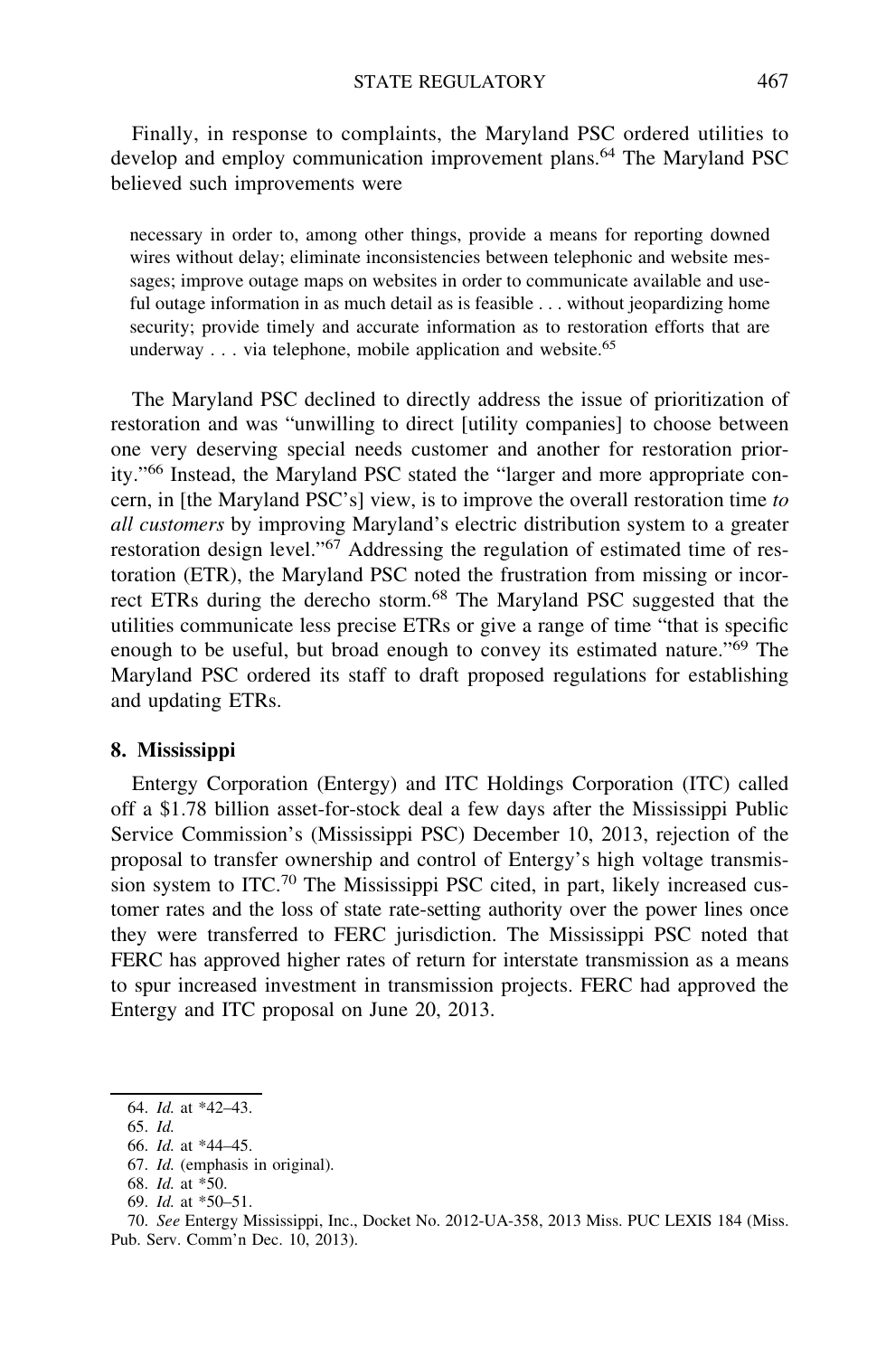Finally, in response to complaints, the Maryland PSC ordered utilities to develop and employ communication improvement plans.[64] The Maryland PSC believed such improvements were

> necessary in order to, among other things, provide a means for reporting downed wires without delay; eliminate inconsistencies between telephonic and website messages; improve outage maps on websites in order to communicate available and useful outage information in as much detail as is feasible . . . without jeopardizing home security; provide timely and accurate information as to restoration efforts that are underway . . . via telephone, mobile application and website.[65]

The Maryland PSC declined to directly address the issue of prioritization of restoration and was "unwilling to direct [utility companies] to choose between one very deserving special needs customer and another for restoration priority."[66] Instead, the Maryland PSC stated the "larger and more appropriate concern, in [the Maryland PSC's] view, is to improve the overall restoration time *to all customers* by improving Maryland's electric distribution system to a greater restoration design level."[67] Addressing the regulation of estimated time of restoration (ETR), the Maryland PSC noted the frustration from missing or incorrect ETRs during the derecho storm.[68] The Maryland PSC suggested that the utilities communicate less precise ETRs or give a range of time "that is specific enough to be useful, but broad enough to convey its estimated nature."[69] The Maryland PSC ordered its staff to draft proposed regulations for establishing and updating ETRs.

### 8. Mississippi

Entergy Corporation (Entergy) and ITC Holdings Corporation (ITC) called off a $1.78 billion asset-for-stock deal a few days after the Mississippi Public Service Commission's (Mississippi PSC) December 10, 2013, rejection of the proposal to transfer ownership and control of Entergy's high voltage transmission system to ITC.[70] The Mississippi PSC cited, in part, likely increased customer rates and the loss of state rate-setting authority over the power lines once they were transferred to FERC jurisdiction. The Mississippi PSC noted that FERC has approved higher rates of return for interstate transmission as a means to spur increased investment in transmission projects. FERC had approved the Entergy and ITC proposal on June 20, 2013.

---

64. *Id.* at *42–43.

65. *Id.*

66. *Id.* at *44–45.

67. *Id.* (emphasis in original).

68. *Id.* at *50.

69. *Id.* at *50–51.

70. *See* Entergy Mississippi, Inc., Docket No. 2012-UA-358, 2013 Miss. PUC LEXIS 184 (Miss. Pub. Serv. Comm'n Dec. 10, 2013).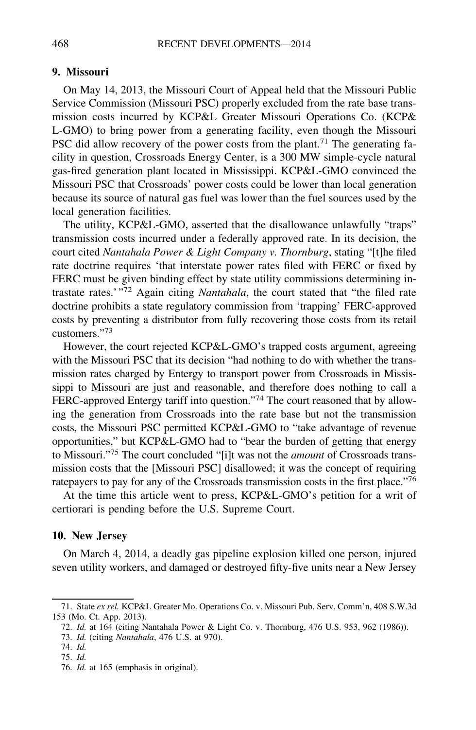### 9. Missouri

On May 14, 2013, the Missouri Court of Appeal held that the Missouri Public Service Commission (Missouri PSC) properly excluded from the rate base transmission costs incurred by KCP&L Greater Missouri Operations Co. (KCP&L-GMO) to bring power from a generating facility, even though the Missouri PSC did allow recovery of the power costs from the plant.[71] The generating facility in question, Crossroads Energy Center, is a 300 MW simple-cycle natural gas-fired generation plant located in Mississippi. KCP&L-GMO convinced the Missouri PSC that Crossroads' power costs could be lower than local generation because its source of natural gas fuel was lower than the fuel sources used by the local generation facilities.

The utility, KCP&L-GMO, asserted that the disallowance unlawfully "traps" transmission costs incurred under a federally approved rate. In its decision, the court cited *Nantahala Power & Light Company v. Thornburg*, stating "[t]he filed rate doctrine requires 'that interstate power rates filed with FERC or fixed by FERC must be given binding effect by state utility commissions determining intrastate rates.' "[72] Again citing *Nantahala*, the court stated that "the filed rate doctrine prohibits a state regulatory commission from 'trapping' FERC-approved costs by preventing a distributor from fully recovering those costs from its retail customers."[73]

However, the court rejected KCP&L-GMO's trapped costs argument, agreeing with the Missouri PSC that its decision "had nothing to do with whether the transmission rates charged by Entergy to transport power from Crossroads in Mississippi to Missouri are just and reasonable, and therefore does nothing to call a FERC-approved Entergy tariff into question."[74] The court reasoned that by allowing the generation from Crossroads into the rate base but not the transmission costs, the Missouri PSC permitted KCP&L-GMO to "take advantage of revenue opportunities," but KCP&L-GMO had to "bear the burden of getting that energy to Missouri."[75] The court concluded "[i]t was not the *amount* of Crossroads transmission costs that the [Missouri PSC] disallowed; it was the concept of requiring ratepayers to pay for any of the Crossroads transmission costs in the first place."[76]

At the time this article went to press, KCP&L-GMO's petition for a writ of certiorari is pending before the U.S. Supreme Court.

### 10. New Jersey

On March 4, 2014, a deadly gas pipeline explosion killed one person, injured seven utility workers, and damaged or destroyed fifty-five units near a New Jersey

---

71. State *ex rel.* KCP&L Greater Mo. Operations Co. v. Missouri Pub. Serv. Comm'n, 408 S.W.3d 153 (Mo. Ct. App. 2013).

72. *Id.* at 164 (citing Nantahala Power & Light Co. v. Thornburg, 476 U.S. 953, 962 (1986)).

73. *Id.* (citing *Nantahala*, 476 U.S. at 970).

74. *Id.*

75. *Id.*

76. *Id.* at 165 (emphasis in original).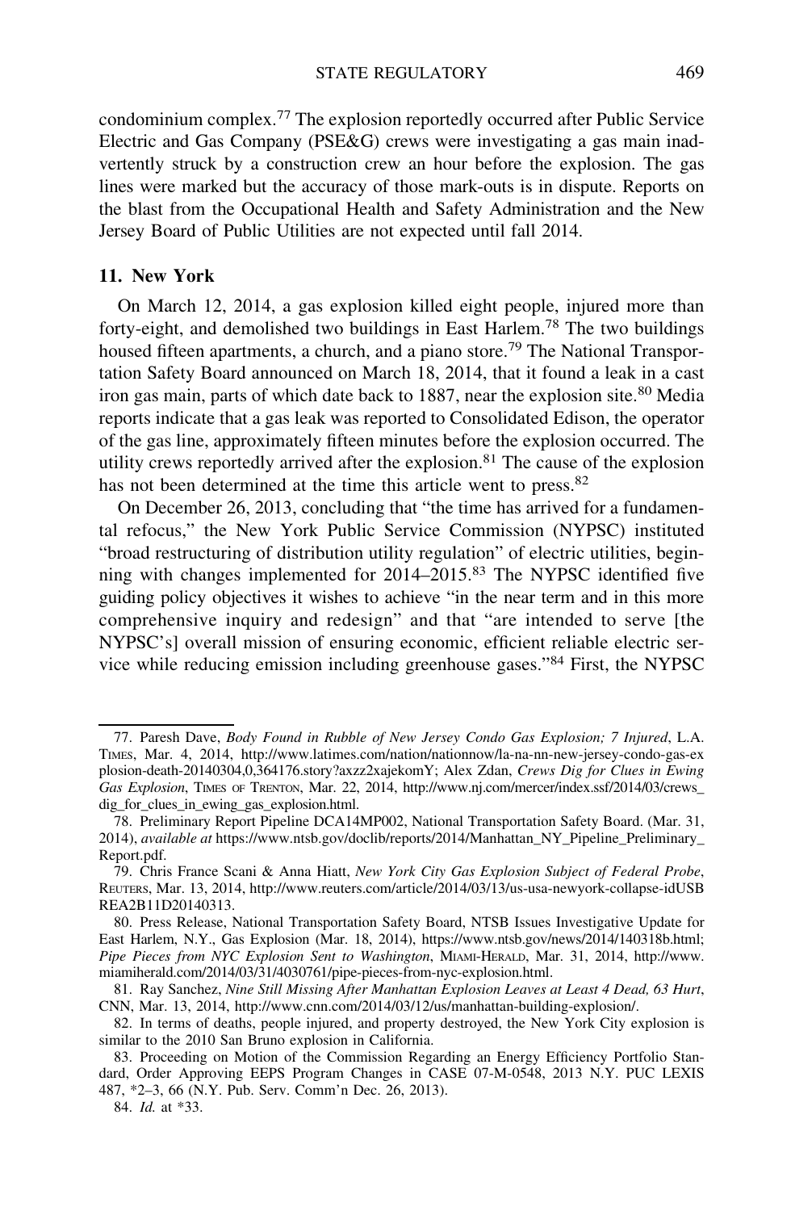condominium complex.[77] The explosion reportedly occurred after Public Service Electric and Gas Company (PSE&G) crews were investigating a gas main inadvertently struck by a construction crew an hour before the explosion. The gas lines were marked but the accuracy of those mark-outs is in dispute. Reports on the blast from the Occupational Health and Safety Administration and the New Jersey Board of Public Utilities are not expected until fall 2014.

### 11. New York

On March 12, 2014, a gas explosion killed eight people, injured more than forty-eight, and demolished two buildings in East Harlem.[78] The two buildings housed fifteen apartments, a church, and a piano store.[79] The National Transportation Safety Board announced on March 18, 2014, that it found a leak in a cast iron gas main, parts of which date back to 1887, near the explosion site.[80] Media reports indicate that a gas leak was reported to Consolidated Edison, the operator of the gas line, approximately fifteen minutes before the explosion occurred. The utility crews reportedly arrived after the explosion.[81] The cause of the explosion has not been determined at the time this article went to press.[82]

On December 26, 2013, concluding that "the time has arrived for a fundamental refocus," the New York Public Service Commission (NYPSC) instituted "broad restructuring of distribution utility regulation" of electric utilities, beginning with changes implemented for 2014–2015.[83] The NYPSC identified five guiding policy objectives it wishes to achieve "in the near term and in this more comprehensive inquiry and redesign" and that "are intended to serve [the NYPSC's] overall mission of ensuring economic, efficient reliable electric service while reducing emission including greenhouse gases."[84] First, the NYPSC

---

77. Paresh Dave, *Body Found in Rubble of New Jersey Condo Gas Explosion; 7 Injured*, L.A. TIMES, Mar. 4, 2014, http://www.latimes.com/nation/nationnow/la-na-nn-new-jersey-condo-gas-explosion-death-20140304,0,364176.story?axzz2xajekomY; Alex Zdan, *Crews Dig for Clues in Ewing Gas Explosion*, TIMES OF TRENTON, Mar. 22, 2014, http://www.nj.com/mercer/index.ssf/2014/03/crews_dig_for_clues_in_ewing_gas_explosion.html.

78. Preliminary Report Pipeline DCA14MP002, National Transportation Safety Board. (Mar. 31, 2014), *available at* https://www.ntsb.gov/doclib/reports/2014/Manhattan_NY_Pipeline_Preliminary_Report.pdf.

79. Chris France Scani & Anna Hiatt, *New York City Gas Explosion Subject of Federal Probe*, REUTERS, Mar. 13, 2014, http://www.reuters.com/article/2014/03/13/us-usa-newyork-collapse-idUSBREA2B11D20140313.

80. Press Release, National Transportation Safety Board, NTSB Issues Investigative Update for East Harlem, N.Y., Gas Explosion (Mar. 18, 2014), https://www.ntsb.gov/news/2014/140318b.html; *Pipe Pieces from NYC Explosion Sent to Washington*, MIAMI-HERALD, Mar. 31, 2014, http://www.miamiherald.com/2014/03/31/4030761/pipe-pieces-from-nyc-explosion.html.

81. Ray Sanchez, *Nine Still Missing After Manhattan Explosion Leaves at Least 4 Dead, 63 Hurt*, CNN, Mar. 13, 2014, http://www.cnn.com/2014/03/12/us/manhattan-building-explosion/.

82. In terms of deaths, people injured, and property destroyed, the New York City explosion is similar to the 2010 San Bruno explosion in California.

83. Proceeding on Motion of the Commission Regarding an Energy Efficiency Portfolio Standard, Order Approving EEPS Program Changes in CASE 07-M-0548, 2013 N.Y. PUC LEXIS 487, *2–3, 66 (N.Y. Pub. Serv. Comm'n Dec. 26, 2013).

84. *Id.* at *33.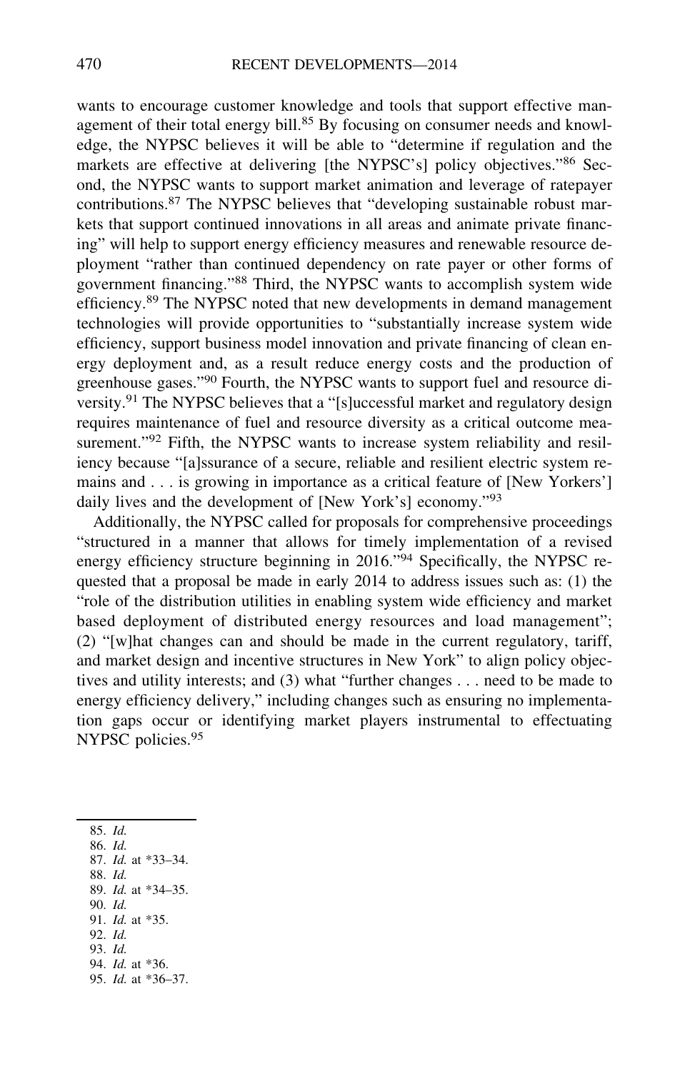wants to encourage customer knowledge and tools that support effective management of their total energy bill.[85] By focusing on consumer needs and knowledge, the NYPSC believes it will be able to "determine if regulation and the markets are effective at delivering [the NYPSC's] policy objectives."[86] Second, the NYPSC wants to support market animation and leverage of ratepayer contributions.[87] The NYPSC believes that "developing sustainable robust markets that support continued innovations in all areas and animate private financing" will help to support energy efficiency measures and renewable resource deployment "rather than continued dependency on rate payer or other forms of government financing."[88] Third, the NYPSC wants to accomplish system wide efficiency.[89] The NYPSC noted that new developments in demand management technologies will provide opportunities to "substantially increase system wide efficiency, support business model innovation and private financing of clean energy deployment and, as a result reduce energy costs and the production of greenhouse gases."[90] Fourth, the NYPSC wants to support fuel and resource diversity.[91] The NYPSC believes that a "[s]uccessful market and regulatory design requires maintenance of fuel and resource diversity as a critical outcome measurement."[92] Fifth, the NYPSC wants to increase system reliability and resiliency because "[a]ssurance of a secure, reliable and resilient electric system remains and . . . is growing in importance as a critical feature of [New Yorkers'] daily lives and the development of [New York's] economy."[93]

Additionally, the NYPSC called for proposals for comprehensive proceedings "structured in a manner that allows for timely implementation of a revised energy efficiency structure beginning in 2016."[94] Specifically, the NYPSC requested that a proposal be made in early 2014 to address issues such as: (1) the "role of the distribution utilities in enabling system wide efficiency and market based deployment of distributed energy resources and load management"; (2) "[w]hat changes can and should be made in the current regulatory, tariff, and market design and incentive structures in New York" to align policy objectives and utility interests; and (3) what "further changes . . . need to be made to energy efficiency delivery," including changes such as ensuring no implementation gaps occur or identifying market players instrumental to effectuating NYPSC policies.[95]

---

85. *Id.*
86. *Id.*
87. *Id.* at *33–34.
88. *Id.*
89. *Id.* at *34–35.
90. *Id.*
91. *Id.* at *35.
92. *Id.*
93. *Id.*
94. *Id.* at *36.
95. *Id.* at *36–37.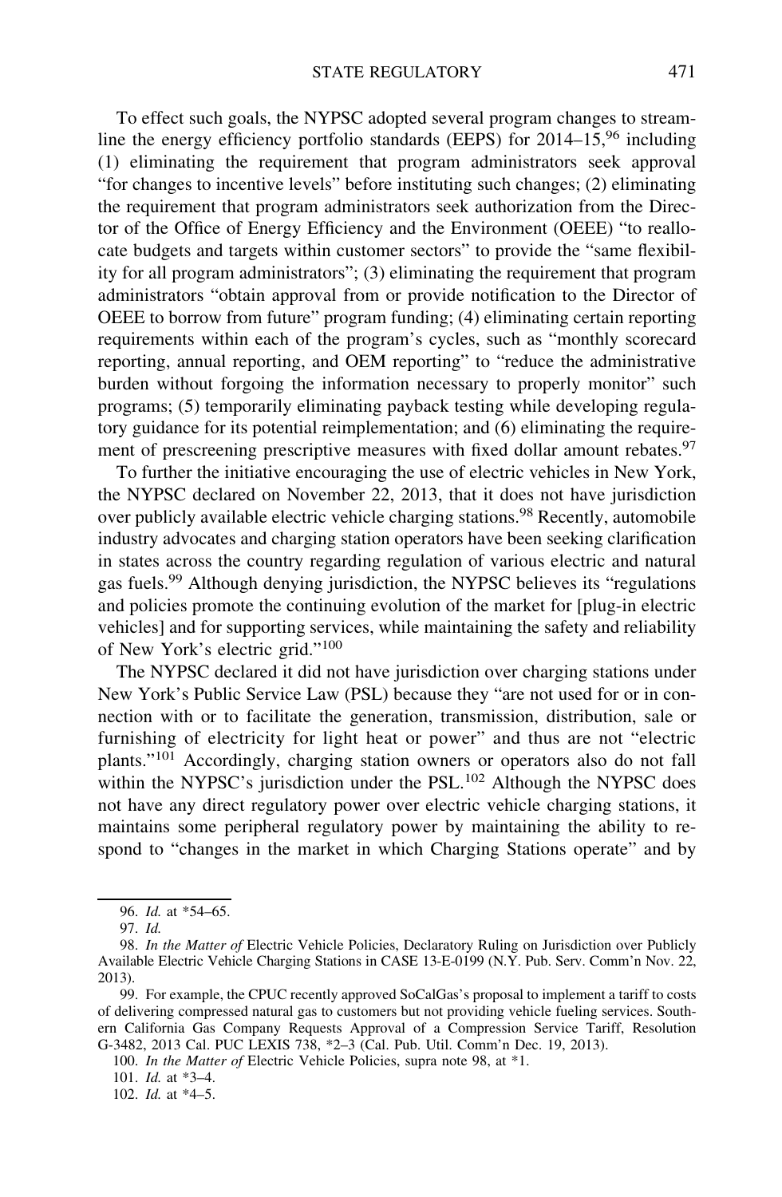To effect such goals, the NYPSC adopted several program changes to streamline the energy efficiency portfolio standards (EEPS) for 2014–15,[96] including (1) eliminating the requirement that program administrators seek approval "for changes to incentive levels" before instituting such changes; (2) eliminating the requirement that program administrators seek authorization from the Director of the Office of Energy Efficiency and the Environment (OEEE) "to reallocate budgets and targets within customer sectors" to provide the "same flexibility for all program administrators"; (3) eliminating the requirement that program administrators "obtain approval from or provide notification to the Director of OEEE to borrow from future" program funding; (4) eliminating certain reporting requirements within each of the program's cycles, such as "monthly scorecard reporting, annual reporting, and OEM reporting" to "reduce the administrative burden without forgoing the information necessary to properly monitor" such programs; (5) temporarily eliminating payback testing while developing regulatory guidance for its potential reimplementation; and (6) eliminating the requirement of prescreening prescriptive measures with fixed dollar amount rebates.[97]

To further the initiative encouraging the use of electric vehicles in New York, the NYPSC declared on November 22, 2013, that it does not have jurisdiction over publicly available electric vehicle charging stations.[98] Recently, automobile industry advocates and charging station operators have been seeking clarification in states across the country regarding regulation of various electric and natural gas fuels.[99] Although denying jurisdiction, the NYPSC believes its "regulations and policies promote the continuing evolution of the market for [plug-in electric vehicles] and for supporting services, while maintaining the safety and reliability of New York's electric grid."[100]

The NYPSC declared it did not have jurisdiction over charging stations under New York's Public Service Law (PSL) because they "are not used for or in connection with or to facilitate the generation, transmission, distribution, sale or furnishing of electricity for light heat or power" and thus are not "electric plants."[101] Accordingly, charging station owners or operators also do not fall within the NYPSC's jurisdiction under the PSL.[102] Although the NYPSC does not have any direct regulatory power over electric vehicle charging stations, it maintains some peripheral regulatory power by maintaining the ability to respond to "changes in the market in which Charging Stations operate" and by

---

96. *Id.* at *54–65.

97. *Id.*

98. *In the Matter of* Electric Vehicle Policies, Declaratory Ruling on Jurisdiction over Publicly Available Electric Vehicle Charging Stations in CASE 13-E-0199 (N.Y. Pub. Serv. Comm'n Nov. 22, 2013).

99. For example, the CPUC recently approved SoCalGas's proposal to implement a tariff to costs of delivering compressed natural gas to customers but not providing vehicle fueling services. Southern California Gas Company Requests Approval of a Compression Service Tariff, Resolution G-3482, 2013 Cal. PUC LEXIS 738, *2–3 (Cal. Pub. Util. Comm'n Dec. 19, 2013).

100. *In the Matter of* Electric Vehicle Policies, supra note 98, at *1.

101. *Id.* at *3–4.

102. *Id.* at *4–5.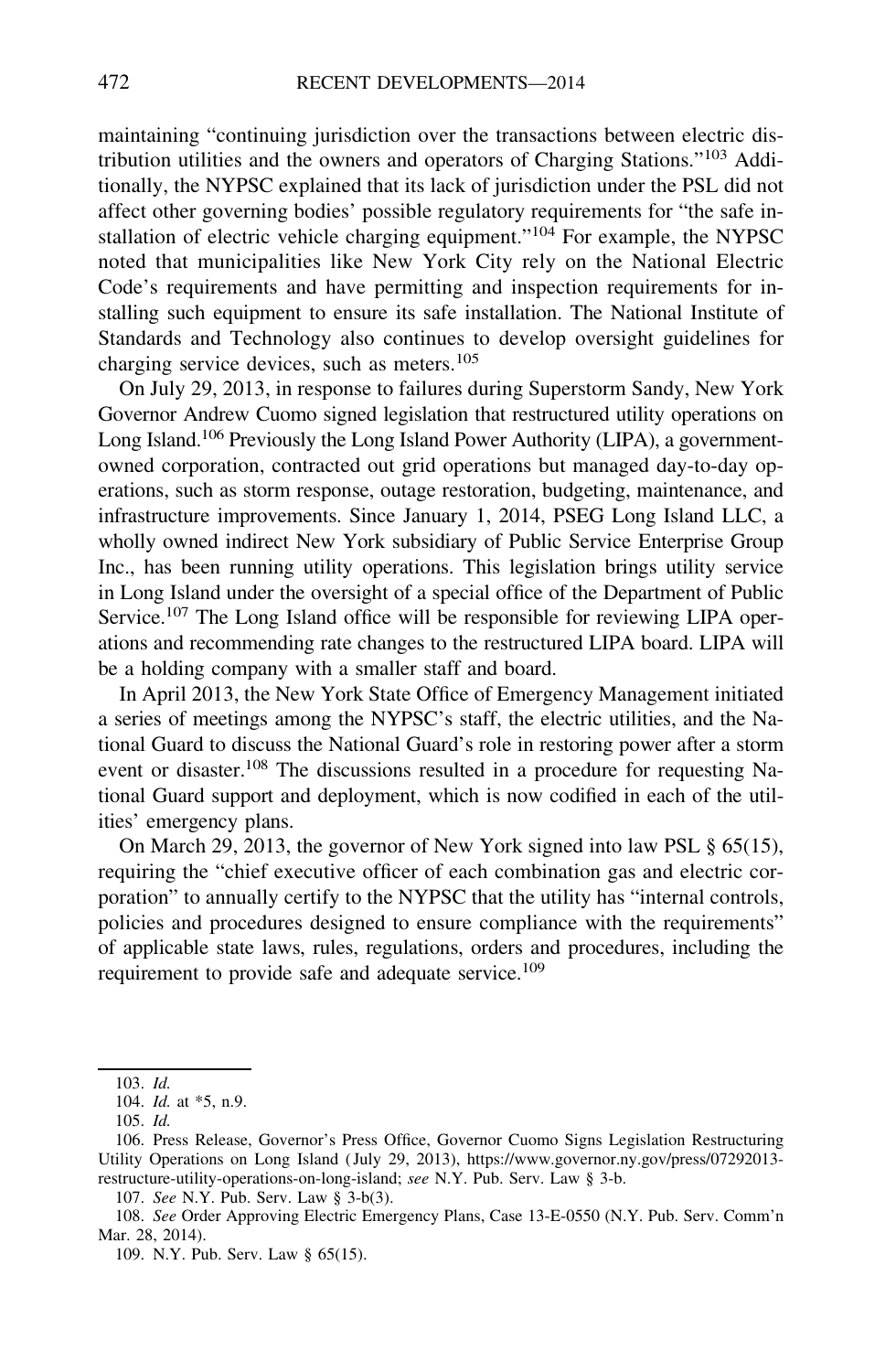maintaining "continuing jurisdiction over the transactions between electric distribution utilities and the owners and operators of Charging Stations."[103] Additionally, the NYPSC explained that its lack of jurisdiction under the PSL did not affect other governing bodies' possible regulatory requirements for "the safe installation of electric vehicle charging equipment."[104] For example, the NYPSC noted that municipalities like New York City rely on the National Electric Code's requirements and have permitting and inspection requirements for installing such equipment to ensure its safe installation. The National Institute of Standards and Technology also continues to develop oversight guidelines for charging service devices, such as meters.[105]

On July 29, 2013, in response to failures during Superstorm Sandy, New York Governor Andrew Cuomo signed legislation that restructured utility operations on Long Island.[106] Previously the Long Island Power Authority (LIPA), a government-owned corporation, contracted out grid operations but managed day-to-day operations, such as storm response, outage restoration, budgeting, maintenance, and infrastructure improvements. Since January 1, 2014, PSEG Long Island LLC, a wholly owned indirect New York subsidiary of Public Service Enterprise Group Inc., has been running utility operations. This legislation brings utility service in Long Island under the oversight of a special office of the Department of Public Service.[107] The Long Island office will be responsible for reviewing LIPA operations and recommending rate changes to the restructured LIPA board. LIPA will be a holding company with a smaller staff and board.

In April 2013, the New York State Office of Emergency Management initiated a series of meetings among the NYPSC's staff, the electric utilities, and the National Guard to discuss the National Guard's role in restoring power after a storm event or disaster.[108] The discussions resulted in a procedure for requesting National Guard support and deployment, which is now codified in each of the utilities' emergency plans.

On March 29, 2013, the governor of New York signed into law PSL § 65(15), requiring the "chief executive officer of each combination gas and electric corporation" to annually certify to the NYPSC that the utility has "internal controls, policies and procedures designed to ensure compliance with the requirements" of applicable state laws, rules, regulations, orders and procedures, including the requirement to provide safe and adequate service.[109]

---

103. *Id.*

104. *Id.* at *5, n.9.

105. *Id.*

106. Press Release, Governor's Press Office, Governor Cuomo Signs Legislation Restructuring Utility Operations on Long Island (July 29, 2013), https://www.governor.ny.gov/press/07292013-restructure-utility-operations-on-long-island; *see* N.Y. Pub. Serv. Law § 3-b.

107. *See* N.Y. Pub. Serv. Law § 3-b(3).

108. *See* Order Approving Electric Emergency Plans, Case 13-E-0550 (N.Y. Pub. Serv. Comm'n Mar. 28, 2014).

109. N.Y. Pub. Serv. Law § 65(15).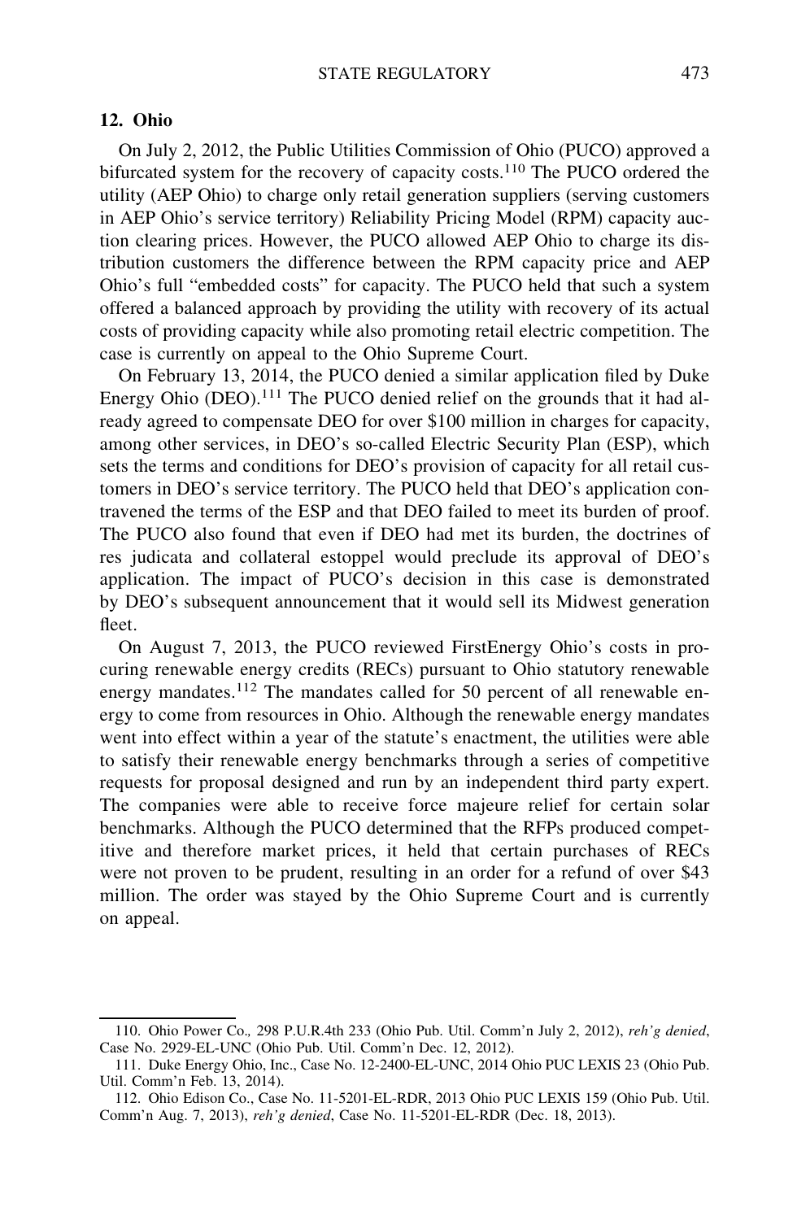### 12. Ohio

On July 2, 2012, the Public Utilities Commission of Ohio (PUCO) approved a bifurcated system for the recovery of capacity costs.[110] The PUCO ordered the utility (AEP Ohio) to charge only retail generation suppliers (serving customers in AEP Ohio's service territory) Reliability Pricing Model (RPM) capacity auction clearing prices. However, the PUCO allowed AEP Ohio to charge its distribution customers the difference between the RPM capacity price and AEP Ohio's full "embedded costs" for capacity. The PUCO held that such a system offered a balanced approach by providing the utility with recovery of its actual costs of providing capacity while also promoting retail electric competition. The case is currently on appeal to the Ohio Supreme Court.

On February 13, 2014, the PUCO denied a similar application filed by Duke Energy Ohio (DEO).[111] The PUCO denied relief on the grounds that it had already agreed to compensate DEO for over $100 million in charges for capacity, among other services, in DEO's so-called Electric Security Plan (ESP), which sets the terms and conditions for DEO's provision of capacity for all retail customers in DEO's service territory. The PUCO held that DEO's application contravened the terms of the ESP and that DEO failed to meet its burden of proof. The PUCO also found that even if DEO had met its burden, the doctrines of res judicata and collateral estoppel would preclude its approval of DEO's application. The impact of PUCO's decision in this case is demonstrated by DEO's subsequent announcement that it would sell its Midwest generation fleet.

On August 7, 2013, the PUCO reviewed FirstEnergy Ohio's costs in procuring renewable energy credits (RECs) pursuant to Ohio statutory renewable energy mandates.[112] The mandates called for 50 percent of all renewable energy to come from resources in Ohio. Although the renewable energy mandates went into effect within a year of the statute's enactment, the utilities were able to satisfy their renewable energy benchmarks through a series of competitive requests for proposal designed and run by an independent third party expert. The companies were able to receive force majeure relief for certain solar benchmarks. Although the PUCO determined that the RFPs produced competitive and therefore market prices, it held that certain purchases of RECs were not proven to be prudent, resulting in an order for a refund of over $43 million. The order was stayed by the Ohio Supreme Court and is currently on appeal.

---

110. Ohio Power Co., 298 P.U.R.4th 233 (Ohio Pub. Util. Comm'n July 2, 2012), *reh'g denied*, Case No. 2929-EL-UNC (Ohio Pub. Util. Comm'n Dec. 12, 2012).

111. Duke Energy Ohio, Inc., Case No. 12-2400-EL-UNC, 2014 Ohio PUC LEXIS 23 (Ohio Pub. Util. Comm'n Feb. 13, 2014).

112. Ohio Edison Co., Case No. 11-5201-EL-RDR, 2013 Ohio PUC LEXIS 159 (Ohio Pub. Util. Comm'n Aug. 7, 2013), *reh'g denied*, Case No. 11-5201-EL-RDR (Dec. 18, 2013).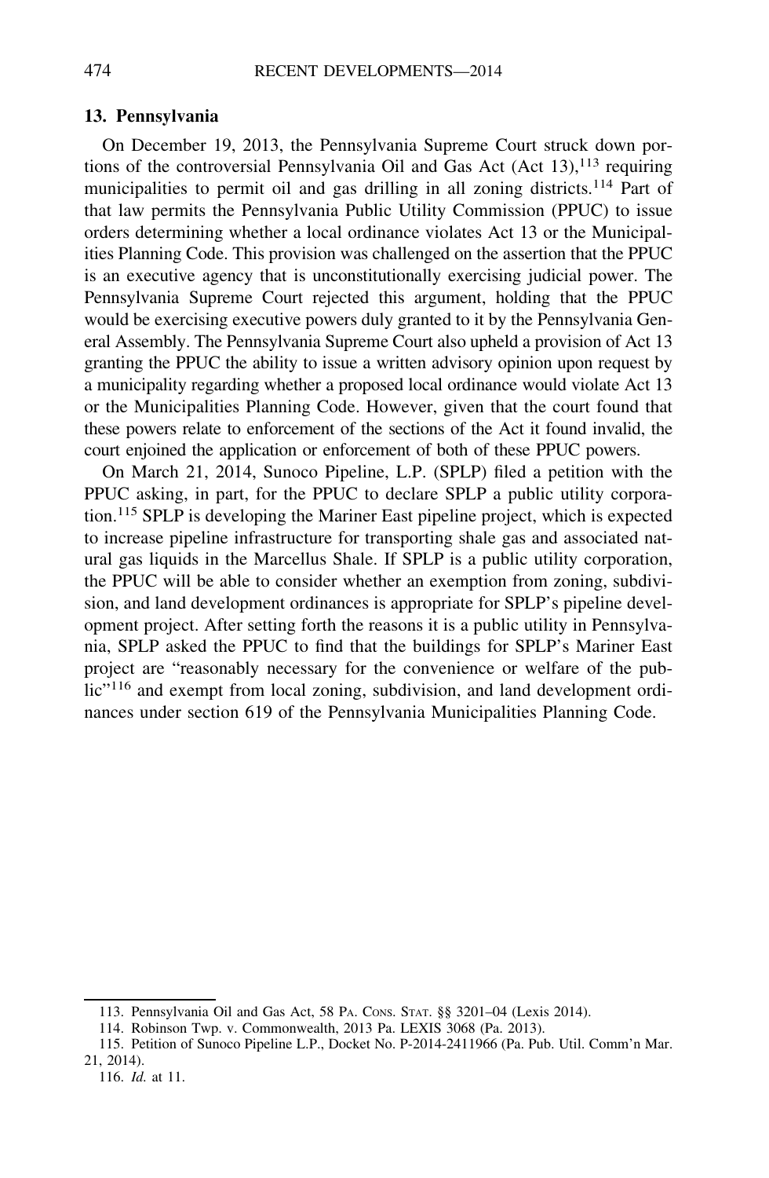### 13. Pennsylvania

On December 19, 2013, the Pennsylvania Supreme Court struck down portions of the controversial Pennsylvania Oil and Gas Act (Act 13),[113] requiring municipalities to permit oil and gas drilling in all zoning districts.[114] Part of that law permits the Pennsylvania Public Utility Commission (PPUC) to issue orders determining whether a local ordinance violates Act 13 or the Municipalities Planning Code. This provision was challenged on the assertion that the PPUC is an executive agency that is unconstitutionally exercising judicial power. The Pennsylvania Supreme Court rejected this argument, holding that the PPUC would be exercising executive powers duly granted to it by the Pennsylvania General Assembly. The Pennsylvania Supreme Court also upheld a provision of Act 13 granting the PPUC the ability to issue a written advisory opinion upon request by a municipality regarding whether a proposed local ordinance would violate Act 13 or the Municipalities Planning Code. However, given that the court found that these powers relate to enforcement of the sections of the Act it found invalid, the court enjoined the application or enforcement of both of these PPUC powers.

On March 21, 2014, Sunoco Pipeline, L.P. (SPLP) filed a petition with the PPUC asking, in part, for the PPUC to declare SPLP a public utility corporation.[115] SPLP is developing the Mariner East pipeline project, which is expected to increase pipeline infrastructure for transporting shale gas and associated natural gas liquids in the Marcellus Shale. If SPLP is a public utility corporation, the PPUC will be able to consider whether an exemption from zoning, subdivision, and land development ordinances is appropriate for SPLP's pipeline development project. After setting forth the reasons it is a public utility in Pennsylvania, SPLP asked the PPUC to find that the buildings for SPLP's Mariner East project are "reasonably necessary for the convenience or welfare of the public"[116] and exempt from local zoning, subdivision, and land development ordinances under section 619 of the Pennsylvania Municipalities Planning Code.

---

113. Pennsylvania Oil and Gas Act, 58 PA. CONS. STAT. §§ 3201–04 (Lexis 2014).

114. Robinson Twp. v. Commonwealth, 2013 Pa. LEXIS 3068 (Pa. 2013).

115. Petition of Sunoco Pipeline L.P., Docket No. P-2014-2411966 (Pa. Pub. Util. Comm'n Mar. 21, 2014).

116. *Id.* at 11.